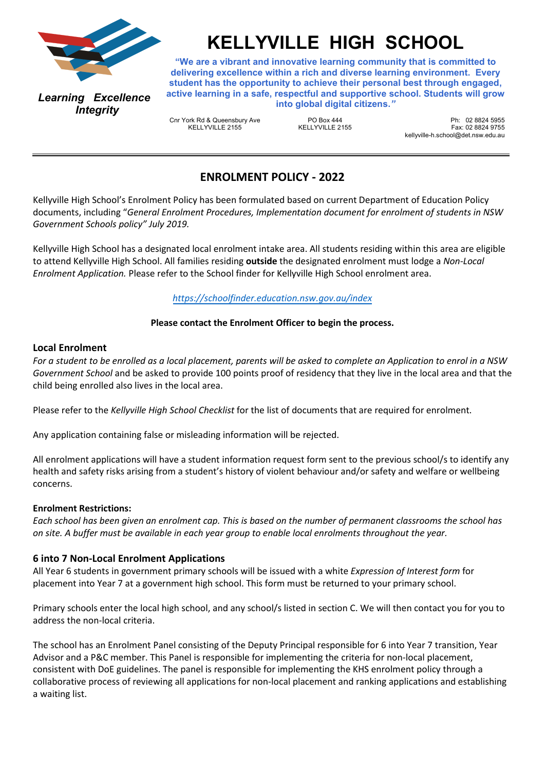# KELLYVILLE HIGH SCHOOL

*Learning Excellence Integrity*

**"We are a vibrant and innovative learning community that is committed to delivering excellence within a rich and diverse learning environment. Every student has the opportunity to achieve their personal best through engaged, active learning in a safe, respectful and supportive school. Students will grow into global digital citizens."**

Cnr York Rd & Queensbury Ave
KELLYVILLE 2155

PO Box 444
KELLYVILLE 2155

Ph: 02 8824 5955
Fax: 02 8824 9755
kellyville-h.school@det.nsw.edu.au

---

## ENROLMENT POLICY - 2022

Kellyville High School's Enrolment Policy has been formulated based on current Department of Education Policy documents, including "*General Enrolment Procedures, Implementation document for enrolment of students in NSW Government Schools policy" July 2019.*

Kellyville High School has a designated local enrolment intake area. All students residing within this area are eligible to attend Kellyville High School. All families residing **outside** the designated enrolment must lodge a *Non-Local Enrolment Application.* Please refer to the School finder for Kellyville High School enrolment area.

*https://schoolfinder.education.nsw.gov.au/index*

**Please contact the Enrolment Officer to begin the process.**

### Local Enrolment

*For a student to be enrolled as a local placement, parents will be asked to complete an Application to enrol in a NSW Government School* and be asked to provide 100 points proof of residency that they live in the local area and that the child being enrolled also lives in the local area.

Please refer to the *Kellyville High School Checklist* for the list of documents that are required for enrolment.

Any application containing false or misleading information will be rejected.

All enrolment applications will have a student information request form sent to the previous school/s to identify any health and safety risks arising from a student's history of violent behaviour and/or safety and welfare or wellbeing concerns.

**Enrolment Restrictions:**

*Each school has been given an enrolment cap. This is based on the number of permanent classrooms the school has on site. A buffer must be available in each year group to enable local enrolments throughout the year.*

### 6 into 7 Non-Local Enrolment Applications

All Year 6 students in government primary schools will be issued with a white *Expression of Interest form* for placement into Year 7 at a government high school. This form must be returned to your primary school.

Primary schools enter the local high school, and any school/s listed in section C. We will then contact you for you to address the non-local criteria.

The school has an Enrolment Panel consisting of the Deputy Principal responsible for 6 into Year 7 transition, Year Advisor and a P&C member. This Panel is responsible for implementing the criteria for non-local placement, consistent with DoE guidelines. The panel is responsible for implementing the KHS enrolment policy through a collaborative process of reviewing all applications for non-local placement and ranking applications and establishing a waiting list.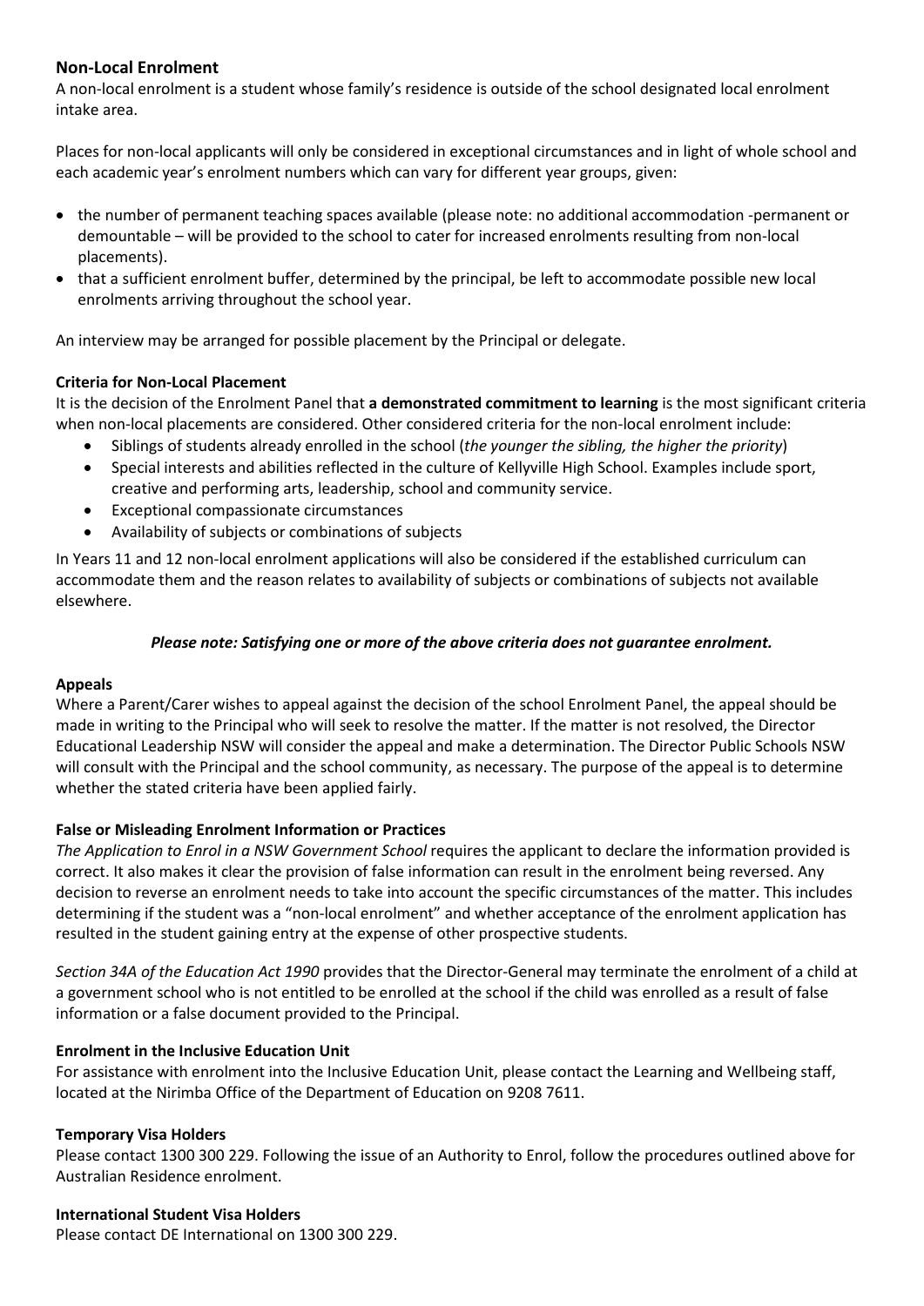## Non-Local Enrolment

A non-local enrolment is a student whose family's residence is outside of the school designated local enrolment intake area.

Places for non-local applicants will only be considered in exceptional circumstances and in light of whole school and each academic year's enrolment numbers which can vary for different year groups, given:

- the number of permanent teaching spaces available (please note: no additional accommodation -permanent or demountable – will be provided to the school to cater for increased enrolments resulting from non-local placements).
- that a sufficient enrolment buffer, determined by the principal, be left to accommodate possible new local enrolments arriving throughout the school year.

An interview may be arranged for possible placement by the Principal or delegate.

### Criteria for Non-Local Placement

It is the decision of the Enrolment Panel that **a demonstrated commitment to learning** is the most significant criteria when non-local placements are considered. Other considered criteria for the non-local enrolment include:

- Siblings of students already enrolled in the school (*the younger the sibling, the higher the priority*)
- Special interests and abilities reflected in the culture of Kellyville High School. Examples include sport, creative and performing arts, leadership, school and community service.
- Exceptional compassionate circumstances
- Availability of subjects or combinations of subjects

In Years 11 and 12 non-local enrolment applications will also be considered if the established curriculum can accommodate them and the reason relates to availability of subjects or combinations of subjects not available elsewhere.

***Please note: Satisfying one or more of the above criteria does not guarantee enrolment.***

### Appeals

Where a Parent/Carer wishes to appeal against the decision of the school Enrolment Panel, the appeal should be made in writing to the Principal who will seek to resolve the matter. If the matter is not resolved, the Director Educational Leadership NSW will consider the appeal and make a determination. The Director Public Schools NSW will consult with the Principal and the school community, as necessary. The purpose of the appeal is to determine whether the stated criteria have been applied fairly.

### False or Misleading Enrolment Information or Practices

*The Application to Enrol in a NSW Government School* requires the applicant to declare the information provided is correct. It also makes it clear the provision of false information can result in the enrolment being reversed. Any decision to reverse an enrolment needs to take into account the specific circumstances of the matter. This includes determining if the student was a "non-local enrolment" and whether acceptance of the enrolment application has resulted in the student gaining entry at the expense of other prospective students.

*Section 34A of the Education Act 1990* provides that the Director-General may terminate the enrolment of a child at a government school who is not entitled to be enrolled at the school if the child was enrolled as a result of false information or a false document provided to the Principal.

### Enrolment in the Inclusive Education Unit

For assistance with enrolment into the Inclusive Education Unit, please contact the Learning and Wellbeing staff, located at the Nirimba Office of the Department of Education on 9208 7611.

### Temporary Visa Holders

Please contact 1300 300 229. Following the issue of an Authority to Enrol, follow the procedures outlined above for Australian Residence enrolment.

### International Student Visa Holders

Please contact DE International on 1300 300 229.